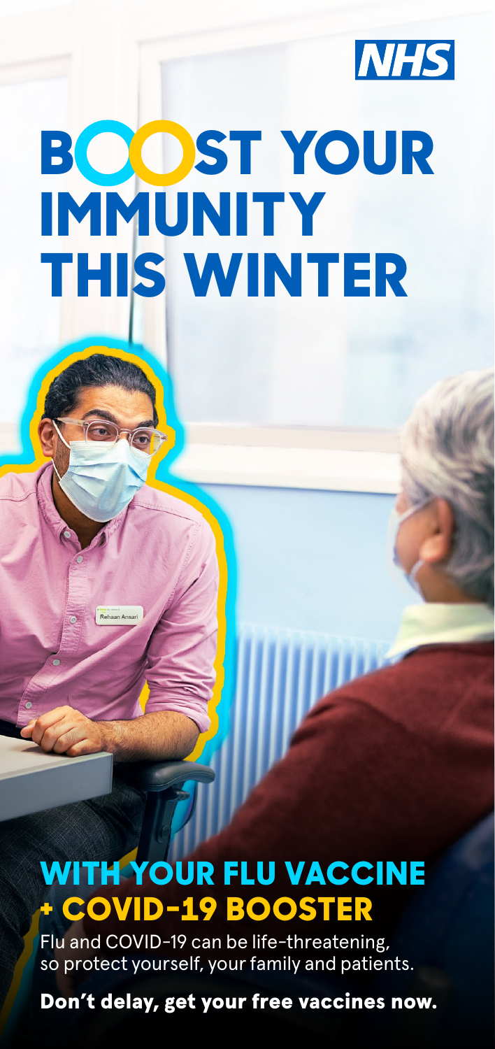NHS

# BOOST YOUR IMMUNITY THIS WINTER

## WITH YOUR FLU VACCINE + COVID-19 BOOSTER

Flu and COVID-19 can be life-threatening, so protect yourself, your family and patients.

**Don't delay, get your free vaccines now.**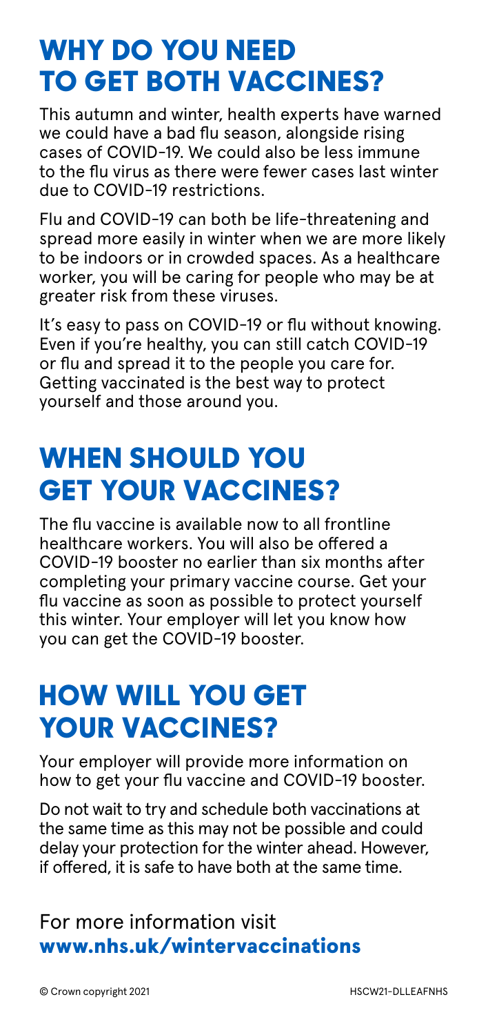## WHY DO YOU NEED TO GET BOTH VACCINES?

This autumn and winter, health experts have warned we could have a bad flu season, alongside rising cases of COVID-19. We could also be less immune to the flu virus as there were fewer cases last winter due to COVID-19 restrictions.

Flu and COVID-19 can both be life-threatening and spread more easily in winter when we are more likely to be indoors or in crowded spaces. As a healthcare worker, you will be caring for people who may be at greater risk from these viruses.

It's easy to pass on COVID-19 or flu without knowing. Even if you're healthy, you can still catch COVID-19 or flu and spread it to the people you care for. Getting vaccinated is the best way to protect yourself and those around you.

## WHEN SHOULD YOU GET YOUR VACCINES?

The flu vaccine is available now to all frontline healthcare workers. You will also be offered a COVID-19 booster no earlier than six months after completing your primary vaccine course. Get your flu vaccine as soon as possible to protect yourself this winter. Your employer will let you know how you can get the COVID-19 booster.

## HOW WILL YOU GET YOUR VACCINES?

Your employer will provide more information on how to get your flu vaccine and COVID-19 booster.

Do not wait to try and schedule both vaccinations at the same time as this may not be possible and could delay your protection for the winter ahead. However, if offered, it is safe to have both at the same time.

For more information visit
**www.nhs.uk/wintervaccinations**

© Crown copyright 2021 HSCW21-DLLEAFNHS